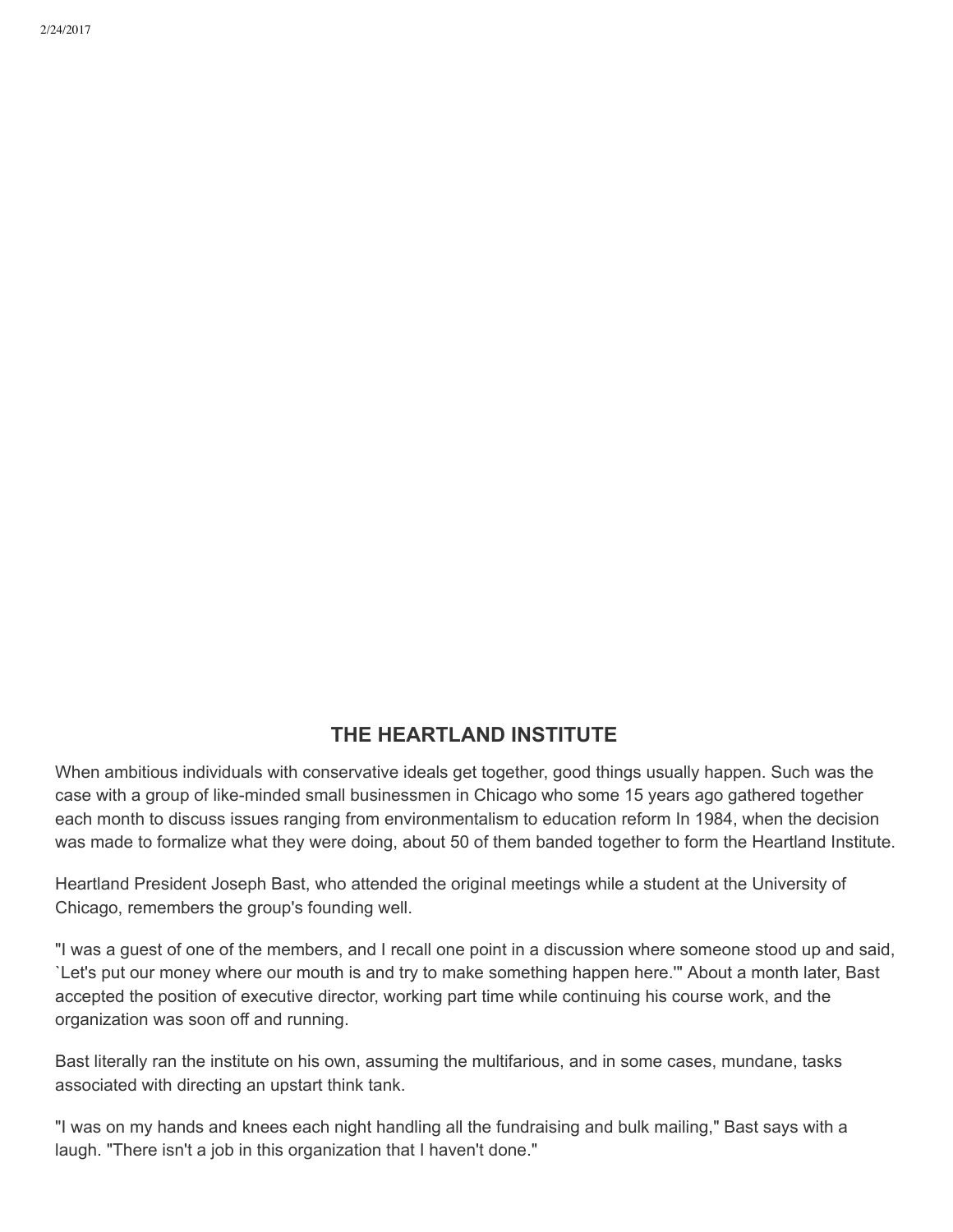# THE HEARTLAND INSTITUTE

When ambitious individuals with conservative ideals get together, good things usually happen. Such was the case with a group of like-minded small businessmen in Chicago who some 15 years ago gathered together each month to discuss issues ranging from environmentalism to education reform In 1984, when the decision was made to formalize what they were doing, about 50 of them banded together to form the Heartland Institute.

Heartland President Joseph Bast, who attended the original meetings while a student at the University of Chicago, remembers the group's founding well.

"I was a guest of one of the members, and I recall one point in a discussion where someone stood up and said, `Let's put our money where our mouth is and try to make something happen here.'" About a month later, Bast accepted the position of executive director, working part time while continuing his course work, and the organization was soon off and running.

Bast literally ran the institute on his own, assuming the multifarious, and in some cases, mundane, tasks associated with directing an upstart think tank.

"I was on my hands and knees each night handling all the fundraising and bulk mailing," Bast says with a laugh. "There isn't a job in this organization that I haven't done."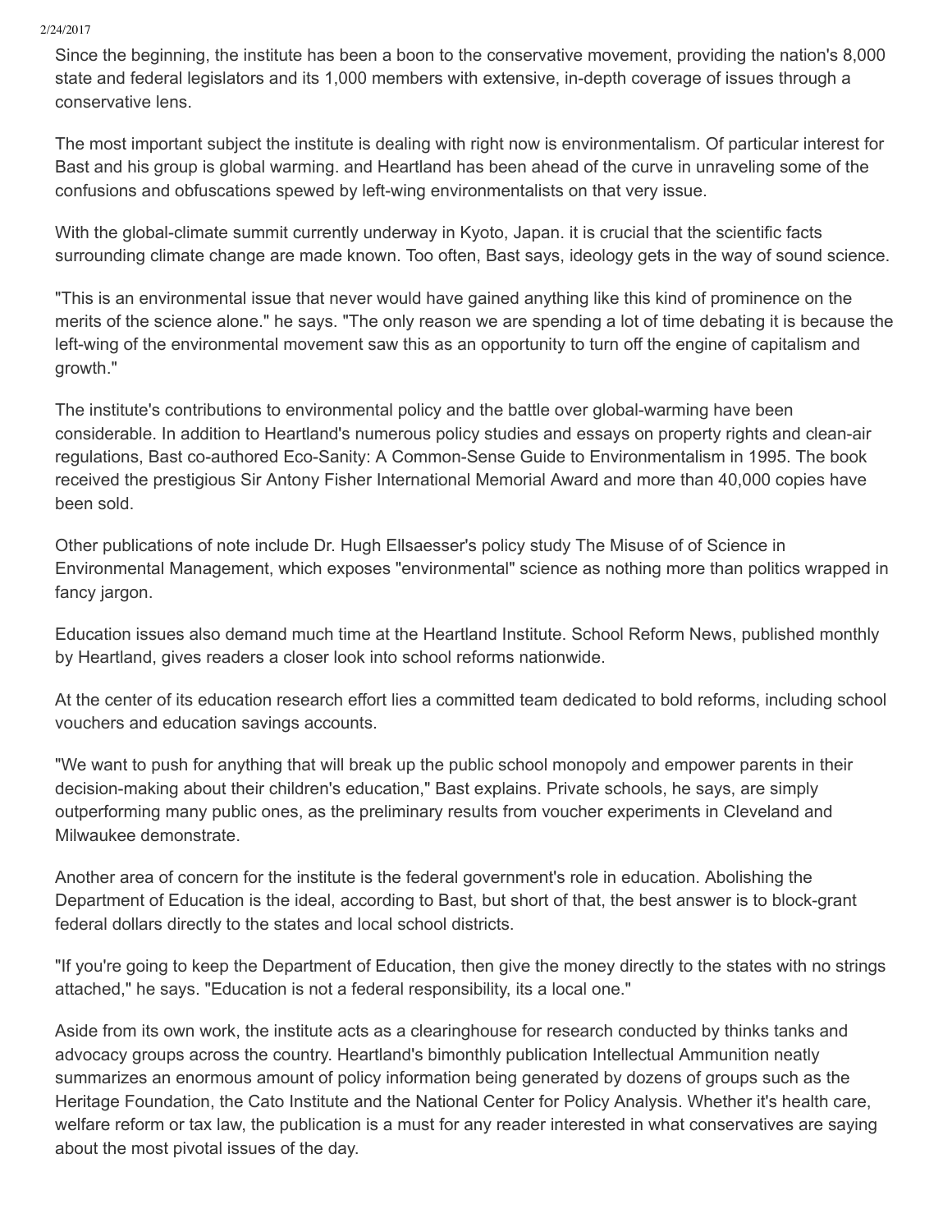Since the beginning, the institute has been a boon to the conservative movement, providing the nation's 8,000 state and federal legislators and its 1,000 members with extensive, in-depth coverage of issues through a conservative lens.

The most important subject the institute is dealing with right now is environmentalism. Of particular interest for Bast and his group is global warming. and Heartland has been ahead of the curve in unraveling some of the confusions and obfuscations spewed by left-wing environmentalists on that very issue.

With the global-climate summit currently underway in Kyoto, Japan. it is crucial that the scientific facts surrounding climate change are made known. Too often, Bast says, ideology gets in the way of sound science.

"This is an environmental issue that never would have gained anything like this kind of prominence on the merits of the science alone." he says. "The only reason we are spending a lot of time debating it is because the left-wing of the environmental movement saw this as an opportunity to turn off the engine of capitalism and growth."

The institute's contributions to environmental policy and the battle over global-warming have been considerable. In addition to Heartland's numerous policy studies and essays on property rights and clean-air regulations, Bast co-authored Eco-Sanity: A Common-Sense Guide to Environmentalism in 1995. The book received the prestigious Sir Antony Fisher International Memorial Award and more than 40,000 copies have been sold.

Other publications of note include Dr. Hugh Ellsaesser's policy study The Misuse of of Science in Environmental Management, which exposes "environmental" science as nothing more than politics wrapped in fancy jargon.

Education issues also demand much time at the Heartland Institute. School Reform News, published monthly by Heartland, gives readers a closer look into school reforms nationwide.

At the center of its education research effort lies a committed team dedicated to bold reforms, including school vouchers and education savings accounts.

"We want to push for anything that will break up the public school monopoly and empower parents in their decision-making about their children's education," Bast explains. Private schools, he says, are simply outperforming many public ones, as the preliminary results from voucher experiments in Cleveland and Milwaukee demonstrate.

Another area of concern for the institute is the federal government's role in education. Abolishing the Department of Education is the ideal, according to Bast, but short of that, the best answer is to block-grant federal dollars directly to the states and local school districts.

"If you're going to keep the Department of Education, then give the money directly to the states with no strings attached," he says. "Education is not a federal responsibility, its a local one."

Aside from its own work, the institute acts as a clearinghouse for research conducted by thinks tanks and advocacy groups across the country. Heartland's bimonthly publication Intellectual Ammunition neatly summarizes an enormous amount of policy information being generated by dozens of groups such as the Heritage Foundation, the Cato Institute and the National Center for Policy Analysis. Whether it's health care, welfare reform or tax law, the publication is a must for any reader interested in what conservatives are saying about the most pivotal issues of the day.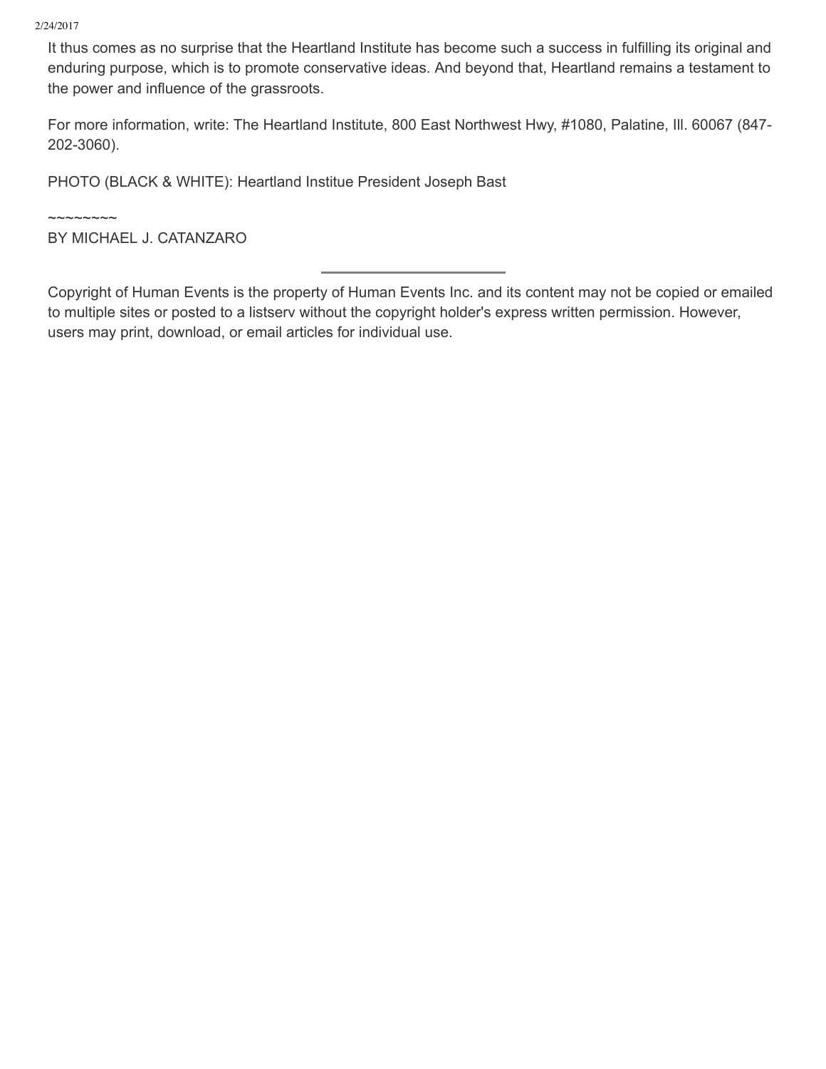It thus comes as no surprise that the Heartland Institute has become such a success in fulfilling its original and enduring purpose, which is to promote conservative ideas. And beyond that, Heartland remains a testament to the power and influence of the grassroots.

For more information, write: The Heartland Institute, 800 East Northwest Hwy, #1080, Palatine, Ill. 60067 (847-202-3060).

PHOTO (BLACK & WHITE): Heartland Institue President Joseph Bast

~~~~~~~~

BY MICHAEL J. CATANZARO

---

Copyright of Human Events is the property of Human Events Inc. and its content may not be copied or emailed to multiple sites or posted to a listserv without the copyright holder's express written permission. However, users may print, download, or email articles for individual use.